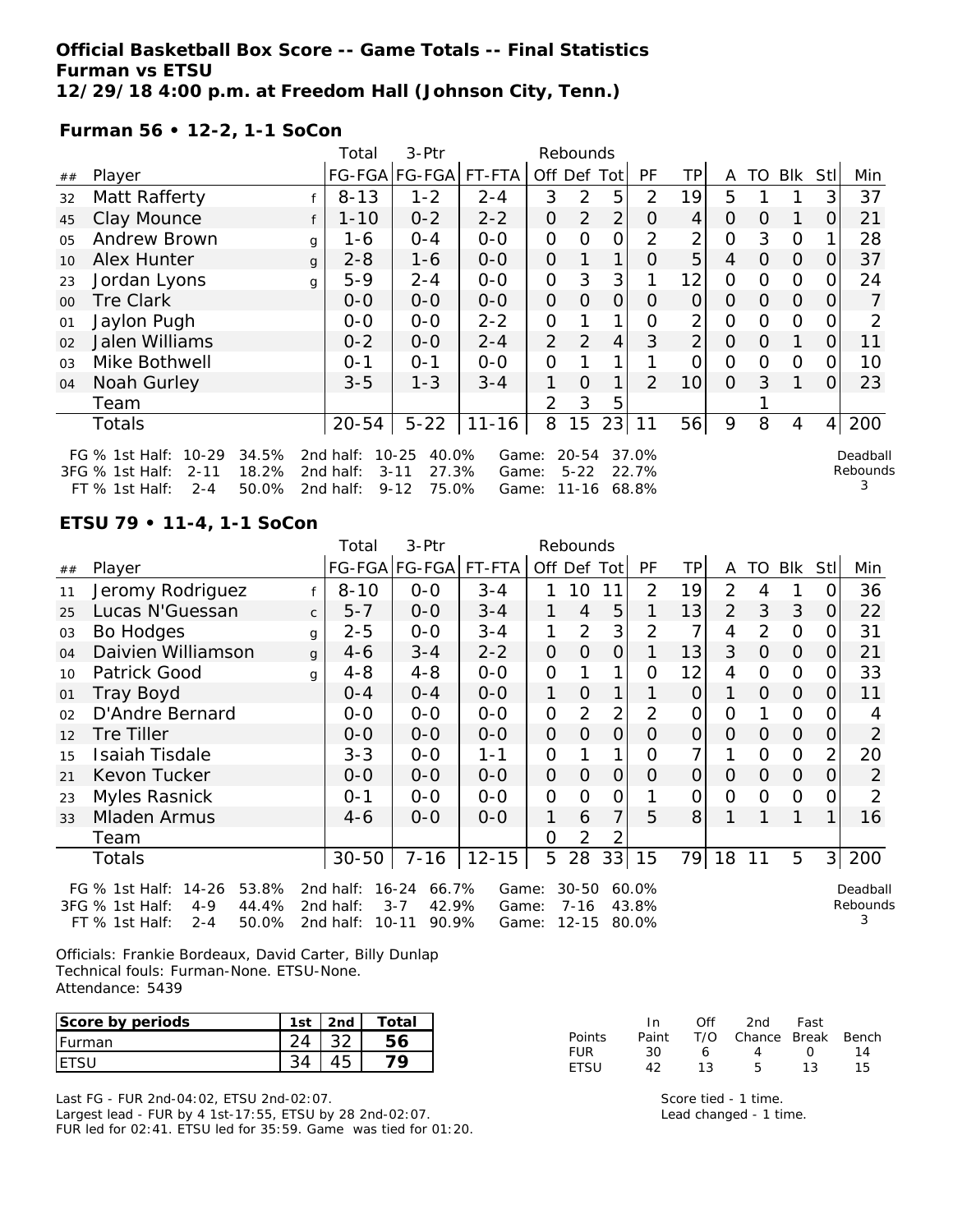**Official Basketball Box Score -- Game Totals -- Final Statistics**
**Furman vs ETSU**
**12/29/18 4:00 p.m. at Freedom Hall (Johnson City, Tenn.)**

**Furman 56 • 12-2, 1-1 SoCon**

| ## | Player | | Total FG-FGA | 3-Ptr FG-FGA | FT-FTA | Rebounds Off | Def | Tot | PF | TP | A | TO | Blk | Stl | Min |
|---|---|---|---|---|---|---|---|---|---|---|---|---|---|---|---|
| 32 | Matt Rafferty | f | 8-13 | 1-2 | 2-4 | 3 | 2 | 5 | 2 | 19 | 5 | 1 | 1 | 3 | 37 |
| 45 | Clay Mounce | f | 1-10 | 0-2 | 2-2 | 0 | 2 | 2 | 0 | 4 | 0 | 0 | 1 | 0 | 21 |
| 05 | Andrew Brown | g | 1-6 | 0-4 | 0-0 | 0 | 0 | 0 | 2 | 2 | 0 | 3 | 0 | 1 | 28 |
| 10 | Alex Hunter | g | 2-8 | 1-6 | 0-0 | 0 | 1 | 1 | 0 | 5 | 4 | 0 | 0 | 0 | 37 |
| 23 | Jordan Lyons | g | 5-9 | 2-4 | 0-0 | 0 | 3 | 3 | 1 | 12 | 0 | 0 | 0 | 0 | 24 |
| 00 | Tre Clark | | 0-0 | 0-0 | 0-0 | 0 | 0 | 0 | 0 | 0 | 0 | 0 | 0 | 0 | 7 |
| 01 | Jaylon Pugh | | 0-0 | 0-0 | 2-2 | 0 | 1 | 1 | 0 | 2 | 0 | 0 | 0 | 0 | 2 |
| 02 | Jalen Williams | | 0-2 | 0-0 | 2-4 | 2 | 2 | 4 | 3 | 2 | 0 | 0 | 1 | 0 | 11 |
| 03 | Mike Bothwell | | 0-1 | 0-1 | 0-0 | 0 | 1 | 1 | 1 | 0 | 0 | 0 | 0 | 0 | 10 |
| 04 | Noah Gurley | | 3-5 | 1-3 | 3-4 | 1 | 0 | 1 | 2 | 10 | 0 | 3 | 1 | 0 | 23 |
| | Team | | | | | 2 | 3 | 5 | | | | 1 | | | |
| | Totals | | 20-54 | 5-22 | 11-16 | 8 | 15 | 23 | 11 | 56 | 9 | 8 | 4 | 4 | 200 |

FG % 1st Half: 10-29 34.5% 2nd half: 10-25 40.0% Game: 20-54 37.0%
3FG % 1st Half: 2-11 18.2% 2nd half: 3-11 27.3% Game: 5-22 22.7%
FT % 1st Half: 2-4 50.0% 2nd half: 9-12 75.0% Game: 11-16 68.8%

Deadball Rebounds 3

**ETSU 79 • 11-4, 1-1 SoCon**

| ## | Player | | Total FG-FGA | 3-Ptr FG-FGA | FT-FTA | Rebounds Off | Def | Tot | PF | TP | A | TO | Blk | Stl | Min |
|---|---|---|---|---|---|---|---|---|---|---|---|---|---|---|---|
| 11 | Jeromy Rodriguez | f | 8-10 | 0-0 | 3-4 | 1 | 10 | 11 | 2 | 19 | 2 | 4 | 1 | 0 | 36 |
| 25 | Lucas N'Guessan | c | 5-7 | 0-0 | 3-4 | 1 | 4 | 5 | 1 | 13 | 2 | 3 | 3 | 0 | 22 |
| 03 | Bo Hodges | g | 2-5 | 0-0 | 3-4 | 1 | 2 | 3 | 2 | 7 | 4 | 2 | 0 | 0 | 31 |
| 04 | Daivien Williamson | g | 4-6 | 3-4 | 2-2 | 0 | 0 | 0 | 1 | 13 | 3 | 0 | 0 | 0 | 21 |
| 10 | Patrick Good | g | 4-8 | 4-8 | 0-0 | 0 | 1 | 1 | 0 | 12 | 4 | 0 | 0 | 0 | 33 |
| 01 | Tray Boyd | | 0-4 | 0-4 | 0-0 | 1 | 0 | 1 | 1 | 0 | 1 | 0 | 0 | 0 | 11 |
| 02 | D'Andre Bernard | | 0-0 | 0-0 | 0-0 | 0 | 2 | 2 | 2 | 0 | 0 | 1 | 0 | 0 | 4 |
| 12 | Tre Tiller | | 0-0 | 0-0 | 0-0 | 0 | 0 | 0 | 0 | 0 | 0 | 0 | 0 | 0 | 2 |
| 15 | Isaiah Tisdale | | 3-3 | 0-0 | 1-1 | 0 | 1 | 1 | 0 | 7 | 1 | 0 | 0 | 2 | 20 |
| 21 | Kevon Tucker | | 0-0 | 0-0 | 0-0 | 0 | 0 | 0 | 0 | 0 | 0 | 0 | 0 | 0 | 2 |
| 23 | Myles Rasnick | | 0-1 | 0-0 | 0-0 | 0 | 0 | 0 | 1 | 0 | 0 | 0 | 0 | 0 | 2 |
| 33 | Mladen Armus | | 4-6 | 0-0 | 0-0 | 1 | 6 | 7 | 5 | 8 | 1 | 1 | 1 | 1 | 16 |
| | Team | | | | | 0 | 2 | 2 | | | | | | | |
| | Totals | | 30-50 | 7-16 | 12-15 | 5 | 28 | 33 | 15 | 79 | 18 | 11 | 5 | 3 | 200 |

FG % 1st Half: 14-26 53.8% 2nd half: 16-24 66.7% Game: 30-50 60.0%
3FG % 1st Half: 4-9 44.4% 2nd half: 3-7 42.9% Game: 7-16 43.8%
FT % 1st Half: 2-4 50.0% 2nd half: 10-11 90.9% Game: 12-15 80.0%

Deadball Rebounds 3

Officials: Frankie Bordeaux, David Carter, Billy Dunlap
Technical fouls: Furman-None. ETSU-None.
Attendance: 5439

| Score by periods | 1st | 2nd | Total |
|---|---|---|---|
| Furman | 24 | 32 | 56 |
| ETSU | 34 | 45 | 79 |

| Points | In Paint | Off T/O | 2nd Chance | Fast Break | Bench |
|---|---|---|---|---|---|
| FUR | 30 | 6 | 4 | 0 | 14 |
| ETSU | 42 | 13 | 5 | 13 | 15 |

Last FG - FUR 2nd-04:02, ETSU 2nd-02:07.
Largest lead - FUR by 4 1st-17:55, ETSU by 28 2nd-02:07.
FUR led for 02:41. ETSU led for 35:59. Game was tied for 01:20.

Score tied - 1 time.
Lead changed - 1 time.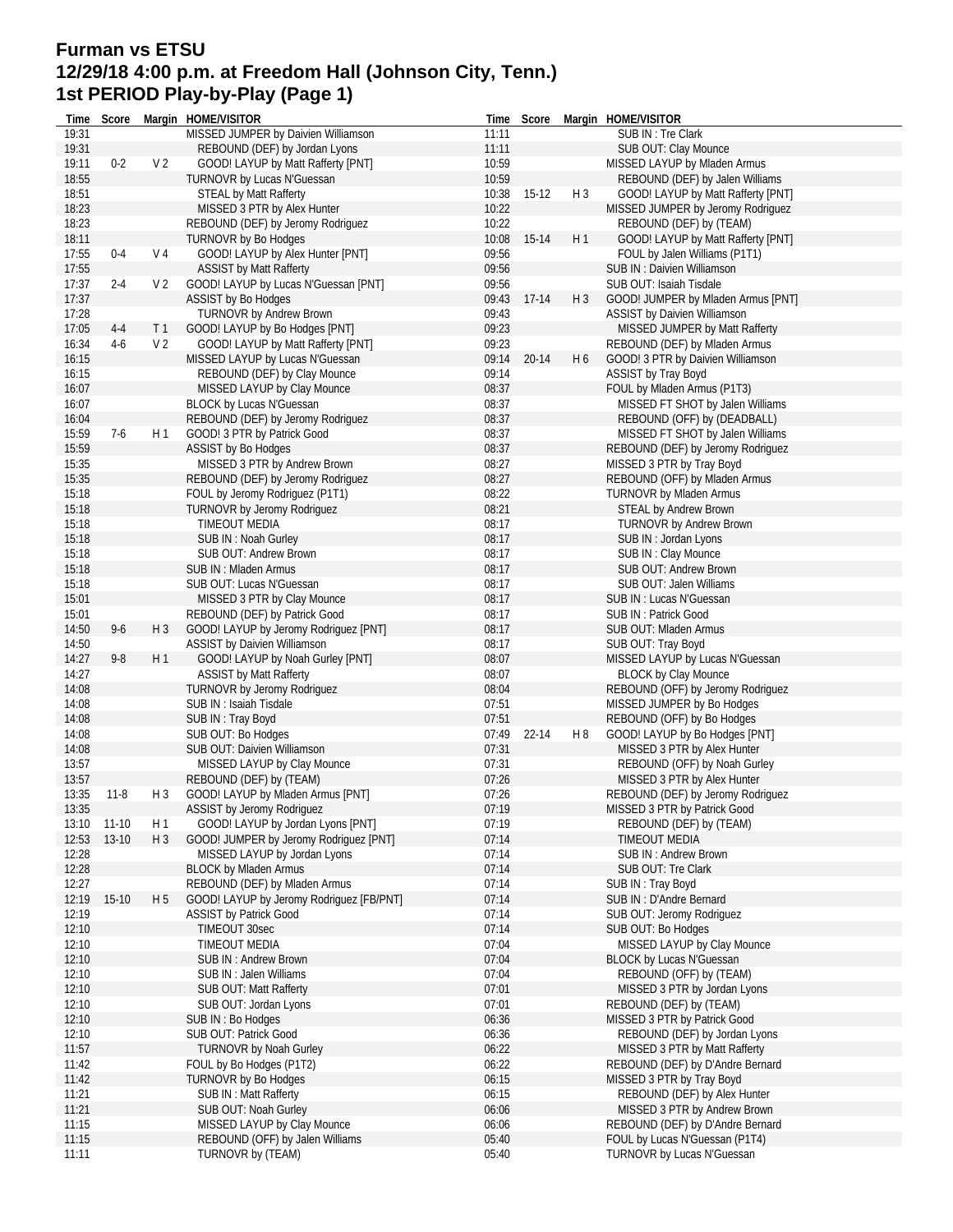# Furman vs ETSU
# 12/29/18 4:00 p.m. at Freedom Hall (Johnson City, Tenn.)
# 1st PERIOD Play-by-Play (Page 1)

| Time | Score | Margin | HOME/VISITOR |
|---|---|---|---|
| 19:31 | | | MISSED JUMPER by Daivien Williamson |
| 19:31 | | | REBOUND (DEF) by Jordan Lyons |
| 19:11 | 0-2 | V 2 | GOOD! LAYUP by Matt Rafferty [PNT] |
| 18:55 | | | TURNOVR by Lucas N'Guessan |
| 18:51 | | | STEAL by Matt Rafferty |
| 18:23 | | | MISSED 3 PTR by Alex Hunter |
| 18:23 | | | REBOUND (DEF) by Jeromy Rodriguez |
| 18:11 | | | TURNOVR by Bo Hodges |
| 17:55 | 0-4 | V 4 | GOOD! LAYUP by Alex Hunter [PNT] |
| 17:55 | | | ASSIST by Matt Rafferty |
| 17:37 | 2-4 | V 2 | GOOD! LAYUP by Lucas N'Guessan [PNT] |
| 17:37 | | | ASSIST by Bo Hodges |
| 17:28 | | | TURNOVR by Andrew Brown |
| 17:05 | 4-4 | T 1 | GOOD! LAYUP by Bo Hodges [PNT] |
| 16:34 | 4-6 | V 2 | GOOD! LAYUP by Matt Rafferty [PNT] |
| 16:15 | | | MISSED LAYUP by Lucas N'Guessan |
| 16:15 | | | REBOUND (DEF) by Clay Mounce |
| 16:07 | | | MISSED LAYUP by Clay Mounce |
| 16:07 | | | BLOCK by Lucas N'Guessan |
| 16:04 | | | REBOUND (DEF) by Jeromy Rodriguez |
| 15:59 | 7-6 | H 1 | GOOD! 3 PTR by Patrick Good |
| 15:59 | | | ASSIST by Bo Hodges |
| 15:35 | | | MISSED 3 PTR by Andrew Brown |
| 15:35 | | | REBOUND (DEF) by Jeromy Rodriguez |
| 15:18 | | | FOUL by Jeromy Rodriguez (P1T1) |
| 15:18 | | | TURNOVR by Jeromy Rodriguez |
| 15:18 | | | TIMEOUT MEDIA |
| 15:18 | | | SUB IN : Noah Gurley |
| 15:18 | | | SUB OUT: Andrew Brown |
| 15:18 | | | SUB IN : Mladen Armus |
| 15:18 | | | SUB OUT: Lucas N'Guessan |
| 15:01 | | | MISSED 3 PTR by Clay Mounce |
| 15:01 | | | REBOUND (DEF) by Patrick Good |
| 14:50 | 9-6 | H 3 | GOOD! LAYUP by Jeromy Rodriguez [PNT] |
| 14:50 | | | ASSIST by Daivien Williamson |
| 14:27 | 9-8 | H 1 | GOOD! LAYUP by Noah Gurley [PNT] |
| 14:27 | | | ASSIST by Matt Rafferty |
| 14:08 | | | TURNOVR by Jeromy Rodriguez |
| 14:08 | | | SUB IN : Isaiah Tisdale |
| 14:08 | | | SUB IN : Tray Boyd |
| 14:08 | | | SUB OUT: Bo Hodges |
| 14:08 | | | SUB OUT: Daivien Williamson |
| 13:57 | | | MISSED LAYUP by Clay Mounce |
| 13:57 | | | REBOUND (DEF) by (TEAM) |
| 13:35 | 11-8 | H 3 | GOOD! LAYUP by Mladen Armus [PNT] |
| 13:35 | | | ASSIST by Jeromy Rodriguez |
| 13:10 | 11-10 | H 1 | GOOD! LAYUP by Jordan Lyons [PNT] |
| 12:53 | 13-10 | H 3 | GOOD! JUMPER by Jeromy Rodriguez [PNT] |
| 12:28 | | | MISSED LAYUP by Jordan Lyons |
| 12:28 | | | BLOCK by Mladen Armus |
| 12:27 | | | REBOUND (DEF) by Mladen Armus |
| 12:19 | 15-10 | H 5 | GOOD! LAYUP by Jeromy Rodriguez [FB/PNT] |
| 12:19 | | | ASSIST by Patrick Good |
| 12:10 | | | TIMEOUT 30sec |
| 12:10 | | | TIMEOUT MEDIA |
| 12:10 | | | SUB IN : Andrew Brown |
| 12:10 | | | SUB IN : Jalen Williams |
| 12:10 | | | SUB OUT: Matt Rafferty |
| 12:10 | | | SUB OUT: Jordan Lyons |
| 12:10 | | | SUB IN : Bo Hodges |
| 12:10 | | | SUB OUT: Patrick Good |
| 11:57 | | | TURNOVR by Noah Gurley |
| 11:42 | | | FOUL by Bo Hodges (P1T2) |
| 11:42 | | | TURNOVR by Bo Hodges |
| 11:21 | | | SUB IN : Matt Rafferty |
| 11:21 | | | SUB OUT: Noah Gurley |
| 11:15 | | | MISSED LAYUP by Clay Mounce |
| 11:15 | | | REBOUND (OFF) by Jalen Williams |
| 11:11 | | | TURNOVR by (TEAM) |
| 11:11 | | | SUB IN : Tre Clark |
| 11:11 | | | SUB OUT: Clay Mounce |
| 10:59 | | | MISSED LAYUP by Mladen Armus |
| 10:59 | | | REBOUND (DEF) by Jalen Williams |
| 10:38 | 15-12 | H 3 | GOOD! LAYUP by Matt Rafferty [PNT] |
| 10:22 | | | MISSED JUMPER by Jeromy Rodriguez |
| 10:22 | | | REBOUND (DEF) by (TEAM) |
| 10:08 | 15-14 | H 1 | GOOD! LAYUP by Matt Rafferty [PNT] |
| 09:56 | | | FOUL by Jalen Williams (P1T1) |
| 09:56 | | | SUB IN : Daivien Williamson |
| 09:56 | | | SUB OUT: Isaiah Tisdale |
| 09:43 | 17-14 | H 3 | GOOD! JUMPER by Mladen Armus [PNT] |
| 09:43 | | | ASSIST by Daivien Williamson |
| 09:23 | | | MISSED JUMPER by Matt Rafferty |
| 09:23 | | | REBOUND (DEF) by Mladen Armus |
| 09:14 | 20-14 | H 6 | GOOD! 3 PTR by Daivien Williamson |
| 09:14 | | | ASSIST by Tray Boyd |
| 08:37 | | | FOUL by Mladen Armus (P1T3) |
| 08:37 | | | MISSED FT SHOT by Jalen Williams |
| 08:37 | | | REBOUND (OFF) by (DEADBALL) |
| 08:37 | | | MISSED FT SHOT by Jalen Williams |
| 08:37 | | | REBOUND (DEF) by Jeromy Rodriguez |
| 08:27 | | | MISSED 3 PTR by Tray Boyd |
| 08:27 | | | REBOUND (OFF) by Mladen Armus |
| 08:22 | | | TURNOVR by Mladen Armus |
| 08:21 | | | STEAL by Andrew Brown |
| 08:17 | | | TURNOVR by Andrew Brown |
| 08:17 | | | SUB IN : Jordan Lyons |
| 08:17 | | | SUB IN : Clay Mounce |
| 08:17 | | | SUB OUT: Andrew Brown |
| 08:17 | | | SUB OUT: Jalen Williams |
| 08:17 | | | SUB IN : Lucas N'Guessan |
| 08:17 | | | SUB IN : Patrick Good |
| 08:17 | | | SUB OUT: Mladen Armus |
| 08:17 | | | SUB OUT: Tray Boyd |
| 08:07 | | | MISSED LAYUP by Lucas N'Guessan |
| 08:07 | | | BLOCK by Clay Mounce |
| 08:04 | | | REBOUND (OFF) by Jeromy Rodriguez |
| 07:51 | | | MISSED JUMPER by Bo Hodges |
| 07:51 | | | REBOUND (OFF) by Bo Hodges |
| 07:49 | 22-14 | H 8 | GOOD! LAYUP by Bo Hodges [PNT] |
| 07:31 | | | MISSED 3 PTR by Alex Hunter |
| 07:31 | | | REBOUND (OFF) by Noah Gurley |
| 07:26 | | | MISSED 3 PTR by Alex Hunter |
| 07:26 | | | REBOUND (DEF) by Jeromy Rodriguez |
| 07:19 | | | MISSED 3 PTR by Patrick Good |
| 07:19 | | | REBOUND (DEF) by (TEAM) |
| 07:14 | | | TIMEOUT MEDIA |
| 07:14 | | | SUB IN : Andrew Brown |
| 07:14 | | | SUB OUT: Tre Clark |
| 07:14 | | | SUB IN : Tray Boyd |
| 07:14 | | | SUB IN : D'Andre Bernard |
| 07:14 | | | SUB OUT: Jeromy Rodriguez |
| 07:14 | | | SUB OUT: Bo Hodges |
| 07:04 | | | MISSED LAYUP by Clay Mounce |
| 07:04 | | | BLOCK by Lucas N'Guessan |
| 07:04 | | | REBOUND (OFF) by (TEAM) |
| 07:01 | | | MISSED 3 PTR by Jordan Lyons |
| 07:01 | | | REBOUND (DEF) by (TEAM) |
| 06:36 | | | MISSED 3 PTR by Patrick Good |
| 06:36 | | | REBOUND (DEF) by Jordan Lyons |
| 06:22 | | | MISSED 3 PTR by Matt Rafferty |
| 06:22 | | | REBOUND (DEF) by D'Andre Bernard |
| 06:15 | | | MISSED 3 PTR by Tray Boyd |
| 06:15 | | | REBOUND (DEF) by Alex Hunter |
| 06:06 | | | MISSED 3 PTR by Andrew Brown |
| 06:06 | | | REBOUND (DEF) by D'Andre Bernard |
| 05:40 | | | FOUL by Lucas N'Guessan (P1T4) |
| 05:40 | | | TURNOVR by Lucas N'Guessan |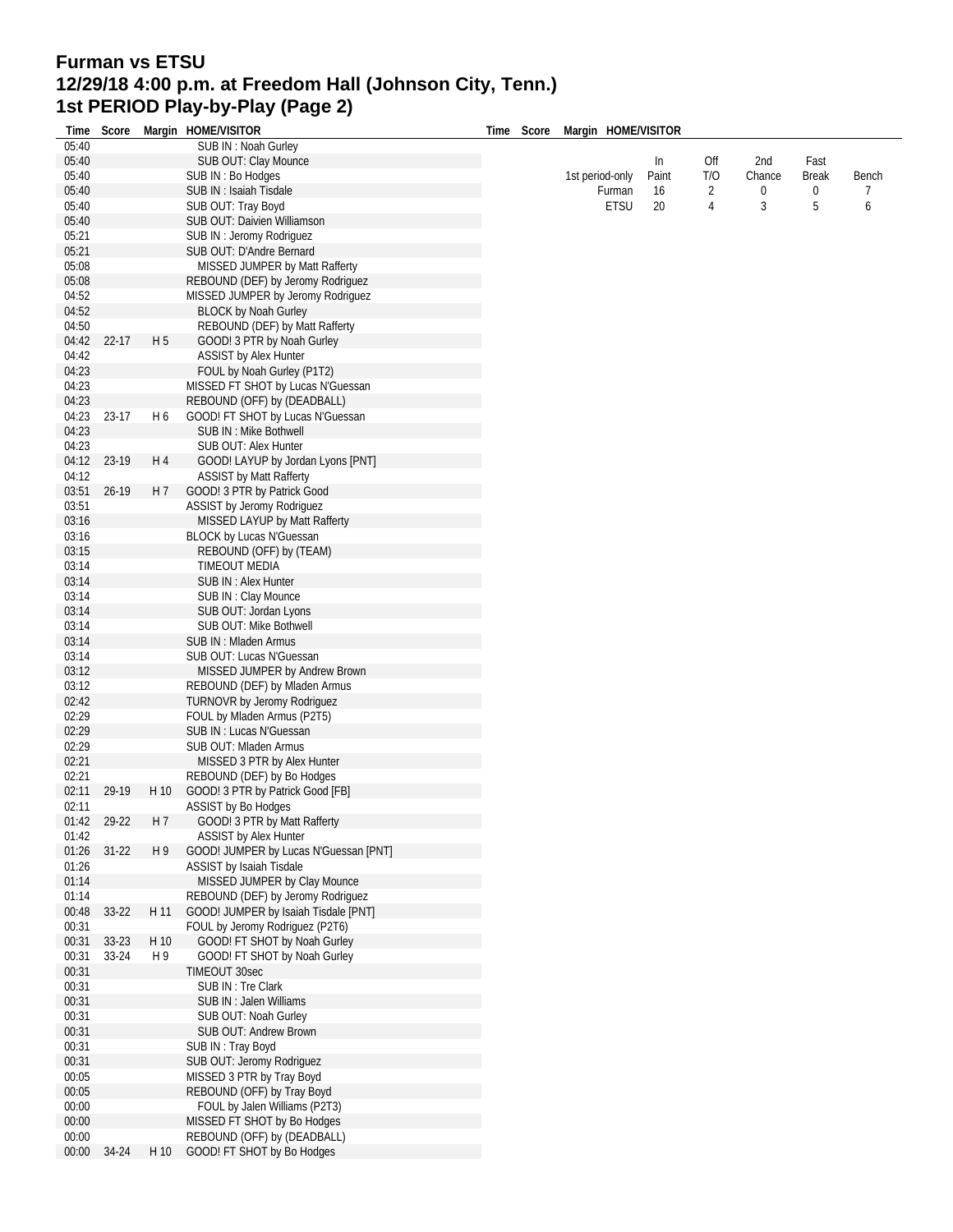# Furman vs ETSU
## 12/29/18 4:00 p.m. at Freedom Hall (Johnson City, Tenn.)
## 1st PERIOD Play-by-Play (Page 2)

| Time | Score | Margin | HOME/VISITOR |
|---|---|---|---|
| 05:40 | | | SUB IN : Noah Gurley |
| 05:40 | | | SUB OUT: Clay Mounce |
| 05:40 | | | SUB IN : Bo Hodges |
| 05:40 | | | SUB IN : Isaiah Tisdale |
| 05:40 | | | SUB OUT: Tray Boyd |
| 05:40 | | | SUB OUT: Daivien Williamson |
| 05:21 | | | SUB IN : Jeromy Rodriguez |
| 05:21 | | | SUB OUT: D'Andre Bernard |
| 05:08 | | | MISSED JUMPER by Matt Rafferty |
| 05:08 | | | REBOUND (DEF) by Jeromy Rodriguez |
| 04:52 | | | MISSED JUMPER by Jeromy Rodriguez |
| 04:52 | | | BLOCK by Noah Gurley |
| 04:50 | | | REBOUND (DEF) by Matt Rafferty |
| 04:42 | 22-17 | H 5 | GOOD! 3 PTR by Noah Gurley |
| 04:42 | | | ASSIST by Alex Hunter |
| 04:23 | | | FOUL by Noah Gurley (P1T2) |
| 04:23 | | | MISSED FT SHOT by Lucas N'Guessan |
| 04:23 | | | REBOUND (OFF) by (DEADBALL) |
| 04:23 | 23-17 | H 6 | GOOD! FT SHOT by Lucas N'Guessan |
| 04:23 | | | SUB IN : Mike Bothwell |
| 04:23 | | | SUB OUT: Alex Hunter |
| 04:12 | 23-19 | H 4 | GOOD! LAYUP by Jordan Lyons [PNT] |
| 04:12 | | | ASSIST by Matt Rafferty |
| 03:51 | 26-19 | H 7 | GOOD! 3 PTR by Patrick Good |
| 03:51 | | | ASSIST by Jeromy Rodriguez |
| 03:16 | | | MISSED LAYUP by Matt Rafferty |
| 03:16 | | | BLOCK by Lucas N'Guessan |
| 03:15 | | | REBOUND (OFF) by (TEAM) |
| 03:14 | | | TIMEOUT MEDIA |
| 03:14 | | | SUB IN : Alex Hunter |
| 03:14 | | | SUB IN : Clay Mounce |
| 03:14 | | | SUB OUT: Jordan Lyons |
| 03:14 | | | SUB OUT: Mike Bothwell |
| 03:14 | | | SUB IN : Mladen Armus |
| 03:14 | | | SUB OUT: Lucas N'Guessan |
| 03:12 | | | MISSED JUMPER by Andrew Brown |
| 03:12 | | | REBOUND (DEF) by Mladen Armus |
| 02:42 | | | TURNOVR by Jeromy Rodriguez |
| 02:29 | | | FOUL by Mladen Armus (P2T5) |
| 02:29 | | | SUB IN : Lucas N'Guessan |
| 02:29 | | | SUB OUT: Mladen Armus |
| 02:21 | | | MISSED 3 PTR by Alex Hunter |
| 02:21 | | | REBOUND (DEF) by Bo Hodges |
| 02:11 | 29-19 | H 10 | GOOD! 3 PTR by Patrick Good [FB] |
| 02:11 | | | ASSIST by Bo Hodges |
| 01:42 | 29-22 | H 7 | GOOD! 3 PTR by Matt Rafferty |
| 01:42 | | | ASSIST by Alex Hunter |
| 01:26 | 31-22 | H 9 | GOOD! JUMPER by Lucas N'Guessan [PNT] |
| 01:26 | | | ASSIST by Isaiah Tisdale |
| 01:14 | | | MISSED JUMPER by Clay Mounce |
| 01:14 | | | REBOUND (DEF) by Jeromy Rodriguez |
| 00:48 | 33-22 | H 11 | GOOD! JUMPER by Isaiah Tisdale [PNT] |
| 00:31 | | | FOUL by Jeromy Rodriguez (P2T6) |
| 00:31 | 33-23 | H 10 | GOOD! FT SHOT by Noah Gurley |
| 00:31 | 33-24 | H 9 | GOOD! FT SHOT by Noah Gurley |
| 00:31 | | | TIMEOUT 30sec |
| 00:31 | | | SUB IN : Tre Clark |
| 00:31 | | | SUB IN : Jalen Williams |
| 00:31 | | | SUB OUT: Noah Gurley |
| 00:31 | | | SUB OUT: Andrew Brown |
| 00:31 | | | SUB IN : Tray Boyd |
| 00:31 | | | SUB OUT: Jeromy Rodriguez |
| 00:05 | | | MISSED 3 PTR by Tray Boyd |
| 00:05 | | | REBOUND (OFF) by Tray Boyd |
| 00:00 | | | FOUL by Jalen Williams (P2T3) |
| 00:00 | | | MISSED FT SHOT by Bo Hodges |
| 00:00 | | | REBOUND (OFF) by (DEADBALL) |
| 00:00 | 34-24 | H 10 | GOOD! FT SHOT by Bo Hodges |

| 1st period-only | In Paint | Off T/O | 2nd Chance | Fast Break | Bench |
|---|---|---|---|---|---|
| Furman | 16 | 2 | 0 | 0 | 7 |
| ETSU | 20 | 4 | 3 | 5 | 6 |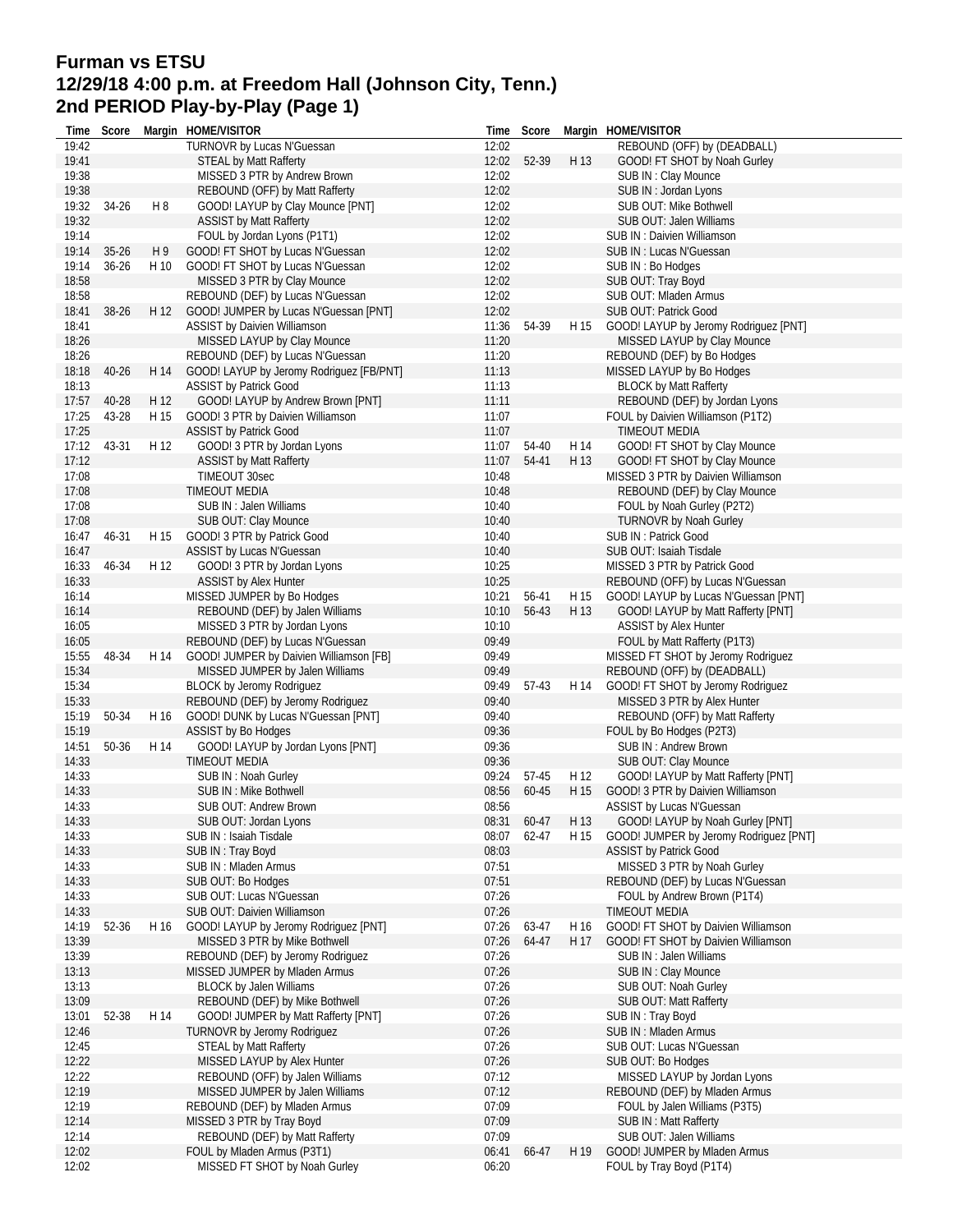# Furman vs ETSU
## 12/29/18 4:00 p.m. at Freedom Hall (Johnson City, Tenn.)
## 2nd PERIOD Play-by-Play (Page 1)

| Time | Score | Margin | HOME/VISITOR |
|---|---|---|---|
| 19:42 | | | TURNOVR by Lucas N'Guessan |
| 19:41 | | | STEAL by Matt Rafferty |
| 19:38 | | | MISSED 3 PTR by Andrew Brown |
| 19:38 | | | REBOUND (OFF) by Matt Rafferty |
| 19:32 | 34-26 | H 8 | GOOD! LAYUP by Clay Mounce [PNT] |
| 19:32 | | | ASSIST by Matt Rafferty |
| 19:14 | | | FOUL by Jordan Lyons (P1T1) |
| 19:14 | 35-26 | H 9 | GOOD! FT SHOT by Lucas N'Guessan |
| 19:14 | 36-26 | H 10 | GOOD! FT SHOT by Lucas N'Guessan |
| 18:58 | | | MISSED 3 PTR by Clay Mounce |
| 18:58 | | | REBOUND (DEF) by Lucas N'Guessan |
| 18:41 | 38-26 | H 12 | GOOD! JUMPER by Lucas N'Guessan [PNT] |
| 18:41 | | | ASSIST by Daivien Williamson |
| 18:26 | | | MISSED LAYUP by Clay Mounce |
| 18:26 | | | REBOUND (DEF) by Lucas N'Guessan |
| 18:18 | 40-26 | H 14 | GOOD! LAYUP by Jeromy Rodriguez [FB/PNT] |
| 18:13 | | | ASSIST by Patrick Good |
| 17:57 | 40-28 | H 12 | GOOD! LAYUP by Andrew Brown [PNT] |
| 17:25 | 43-28 | H 15 | GOOD! 3 PTR by Daivien Williamson |
| 17:25 | | | ASSIST by Patrick Good |
| 17:12 | 43-31 | H 12 | GOOD! 3 PTR by Jordan Lyons |
| 17:12 | | | ASSIST by Matt Rafferty |
| 17:08 | | | TIMEOUT 30sec |
| 17:08 | | | TIMEOUT MEDIA |
| 17:08 | | | SUB IN : Jalen Williams |
| 17:08 | | | SUB OUT: Clay Mounce |
| 16:47 | 46-31 | H 15 | GOOD! 3 PTR by Patrick Good |
| 16:47 | | | ASSIST by Lucas N'Guessan |
| 16:33 | 46-34 | H 12 | GOOD! 3 PTR by Jordan Lyons |
| 16:33 | | | ASSIST by Alex Hunter |
| 16:14 | | | MISSED JUMPER by Bo Hodges |
| 16:14 | | | REBOUND (DEF) by Jalen Williams |
| 16:05 | | | MISSED 3 PTR by Jordan Lyons |
| 16:05 | | | REBOUND (DEF) by Lucas N'Guessan |
| 15:55 | 48-34 | H 14 | GOOD! JUMPER by Daivien Williamson [FB] |
| 15:34 | | | MISSED JUMPER by Jalen Williams |
| 15:34 | | | BLOCK by Jeromy Rodriguez |
| 15:33 | | | REBOUND (DEF) by Jeromy Rodriguez |
| 15:19 | 50-34 | H 16 | GOOD! DUNK by Lucas N'Guessan [PNT] |
| 15:19 | | | ASSIST by Bo Hodges |
| 14:51 | 50-36 | H 14 | GOOD! LAYUP by Jordan Lyons [PNT] |
| 14:33 | | | TIMEOUT MEDIA |
| 14:33 | | | SUB IN : Noah Gurley |
| 14:33 | | | SUB IN : Mike Bothwell |
| 14:33 | | | SUB OUT: Andrew Brown |
| 14:33 | | | SUB OUT: Jordan Lyons |
| 14:33 | | | SUB IN : Isaiah Tisdale |
| 14:33 | | | SUB IN : Tray Boyd |
| 14:33 | | | SUB IN : Mladen Armus |
| 14:33 | | | SUB OUT: Bo Hodges |
| 14:33 | | | SUB OUT: Lucas N'Guessan |
| 14:33 | | | SUB OUT: Daivien Williamson |
| 14:19 | 52-36 | H 16 | GOOD! LAYUP by Jeromy Rodriguez [PNT] |
| 13:39 | | | MISSED 3 PTR by Mike Bothwell |
| 13:39 | | | REBOUND (DEF) by Jeromy Rodriguez |
| 13:13 | | | MISSED JUMPER by Mladen Armus |
| 13:13 | | | BLOCK by Jalen Williams |
| 13:09 | | | REBOUND (DEF) by Mike Bothwell |
| 13:01 | 52-38 | H 14 | GOOD! JUMPER by Matt Rafferty [PNT] |
| 12:46 | | | TURNOVR by Jeromy Rodriguez |
| 12:45 | | | STEAL by Matt Rafferty |
| 12:22 | | | MISSED LAYUP by Alex Hunter |
| 12:22 | | | REBOUND (OFF) by Jalen Williams |
| 12:19 | | | MISSED JUMPER by Jalen Williams |
| 12:19 | | | REBOUND (DEF) by Mladen Armus |
| 12:14 | | | MISSED 3 PTR by Tray Boyd |
| 12:14 | | | REBOUND (DEF) by Matt Rafferty |
| 12:02 | | | FOUL by Mladen Armus (P3T1) |
| 12:02 | | | MISSED FT SHOT by Noah Gurley |
| 12:02 | | | REBOUND (OFF) by (DEADBALL) |
| 12:02 | 52-39 | H 13 | GOOD! FT SHOT by Noah Gurley |
| 12:02 | | | SUB IN : Clay Mounce |
| 12:02 | | | SUB IN : Jordan Lyons |
| 12:02 | | | SUB OUT: Mike Bothwell |
| 12:02 | | | SUB OUT: Jalen Williams |
| 12:02 | | | SUB IN : Daivien Williamson |
| 12:02 | | | SUB IN : Lucas N'Guessan |
| 12:02 | | | SUB IN : Bo Hodges |
| 12:02 | | | SUB OUT: Tray Boyd |
| 12:02 | | | SUB OUT: Mladen Armus |
| 12:02 | | | SUB OUT: Patrick Good |
| 11:36 | 54-39 | H 15 | GOOD! LAYUP by Jeromy Rodriguez [PNT] |
| 11:20 | | | MISSED LAYUP by Clay Mounce |
| 11:20 | | | REBOUND (DEF) by Bo Hodges |
| 11:13 | | | MISSED LAYUP by Bo Hodges |
| 11:13 | | | BLOCK by Matt Rafferty |
| 11:11 | | | REBOUND (DEF) by Jordan Lyons |
| 11:07 | | | FOUL by Daivien Williamson (P1T2) |
| 11:07 | | | TIMEOUT MEDIA |
| 11:07 | 54-40 | H 14 | GOOD! FT SHOT by Clay Mounce |
| 11:07 | 54-41 | H 13 | GOOD! FT SHOT by Clay Mounce |
| 10:48 | | | MISSED 3 PTR by Daivien Williamson |
| 10:48 | | | REBOUND (DEF) by Clay Mounce |
| 10:40 | | | FOUL by Noah Gurley (P2T2) |
| 10:40 | | | TURNOVR by Noah Gurley |
| 10:40 | | | SUB IN : Patrick Good |
| 10:40 | | | SUB OUT: Isaiah Tisdale |
| 10:25 | | | MISSED 3 PTR by Patrick Good |
| 10:25 | | | REBOUND (OFF) by Lucas N'Guessan |
| 10:21 | 56-41 | H 15 | GOOD! LAYUP by Lucas N'Guessan [PNT] |
| 10:10 | 56-43 | H 13 | GOOD! LAYUP by Matt Rafferty [PNT] |
| 10:10 | | | ASSIST by Alex Hunter |
| 09:49 | | | FOUL by Matt Rafferty (P1T3) |
| 09:49 | | | MISSED FT SHOT by Jeromy Rodriguez |
| 09:49 | | | REBOUND (OFF) by (DEADBALL) |
| 09:49 | 57-43 | H 14 | GOOD! FT SHOT by Jeromy Rodriguez |
| 09:40 | | | MISSED 3 PTR by Alex Hunter |
| 09:40 | | | REBOUND (OFF) by Matt Rafferty |
| 09:36 | | | FOUL by Bo Hodges (P2T3) |
| 09:36 | | | SUB IN : Andrew Brown |
| 09:36 | | | SUB OUT: Clay Mounce |
| 09:24 | 57-45 | H 12 | GOOD! LAYUP by Matt Rafferty [PNT] |
| 08:56 | 60-45 | H 15 | GOOD! 3 PTR by Daivien Williamson |
| 08:56 | | | ASSIST by Lucas N'Guessan |
| 08:31 | 60-47 | H 13 | GOOD! LAYUP by Noah Gurley [PNT] |
| 08:07 | 62-47 | H 15 | GOOD! JUMPER by Jeromy Rodriguez [PNT] |
| 08:03 | | | ASSIST by Patrick Good |
| 07:51 | | | MISSED 3 PTR by Noah Gurley |
| 07:51 | | | REBOUND (DEF) by Lucas N'Guessan |
| 07:26 | | | FOUL by Andrew Brown (P1T4) |
| 07:26 | | | TIMEOUT MEDIA |
| 07:26 | 63-47 | H 16 | GOOD! FT SHOT by Daivien Williamson |
| 07:26 | 64-47 | H 17 | GOOD! FT SHOT by Daivien Williamson |
| 07:26 | | | SUB IN : Jalen Williams |
| 07:26 | | | SUB IN : Clay Mounce |
| 07:26 | | | SUB OUT: Noah Gurley |
| 07:26 | | | SUB OUT: Matt Rafferty |
| 07:26 | | | SUB IN : Tray Boyd |
| 07:26 | | | SUB IN : Mladen Armus |
| 07:26 | | | SUB OUT: Lucas N'Guessan |
| 07:26 | | | SUB OUT: Bo Hodges |
| 07:12 | | | MISSED LAYUP by Jordan Lyons |
| 07:12 | | | REBOUND (DEF) by Mladen Armus |
| 07:09 | | | FOUL by Jalen Williams (P3T5) |
| 07:09 | | | SUB IN : Matt Rafferty |
| 07:09 | | | SUB OUT: Jalen Williams |
| 06:41 | 66-47 | H 19 | GOOD! JUMPER by Mladen Armus |
| 06:20 | | | FOUL by Tray Boyd (P1T4) |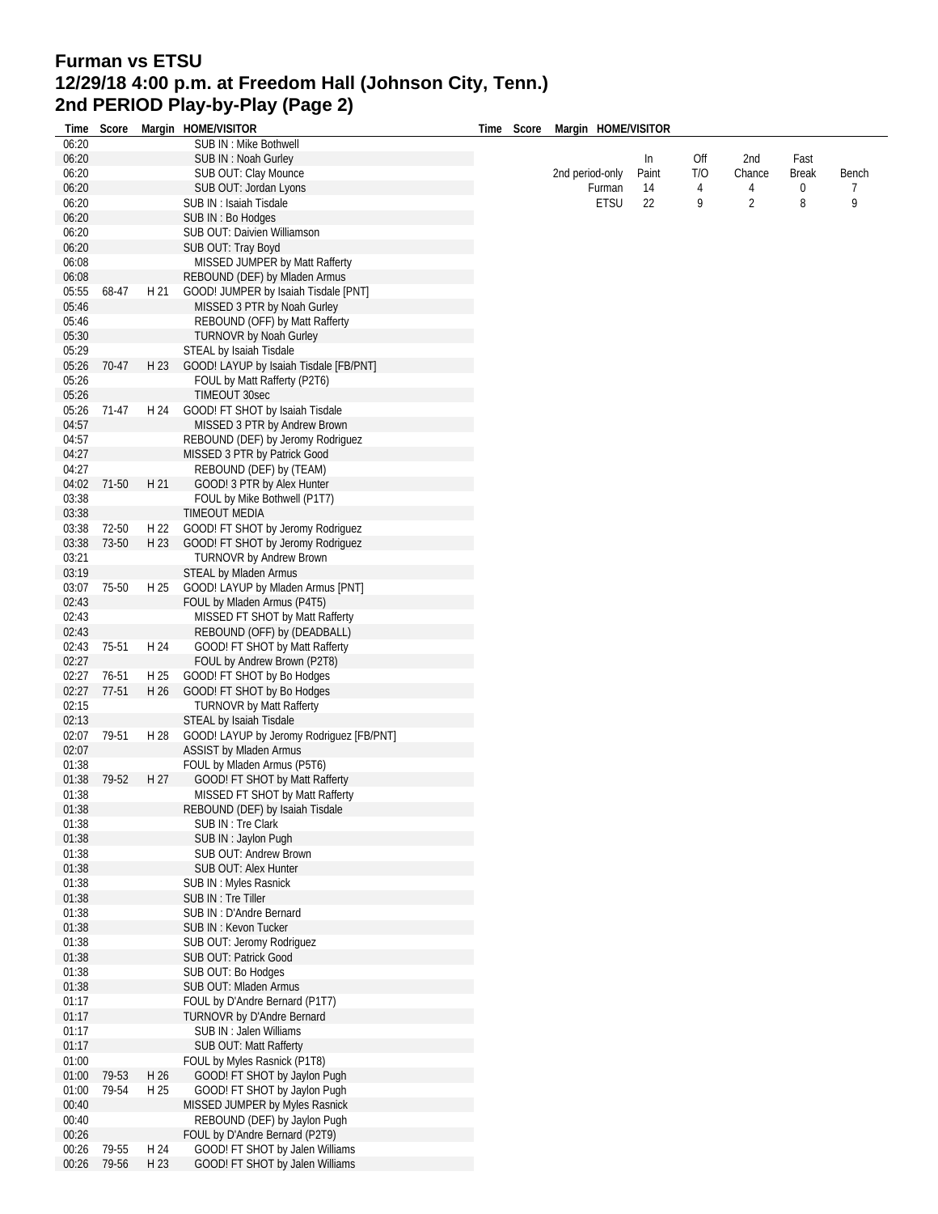# Furman vs ETSU
## 12/29/18 4:00 p.m. at Freedom Hall (Johnson City, Tenn.)
## 2nd PERIOD Play-by-Play (Page 2)

| Time | Score | Margin | HOME/VISITOR |
|---|---|---|---|
| 06:20 | | | SUB IN : Mike Bothwell |
| 06:20 | | | SUB IN : Noah Gurley |
| 06:20 | | | SUB OUT: Clay Mounce |
| 06:20 | | | SUB OUT: Jordan Lyons |
| 06:20 | | | SUB IN : Isaiah Tisdale |
| 06:20 | | | SUB IN : Bo Hodges |
| 06:20 | | | SUB OUT: Daivien Williamson |
| 06:20 | | | SUB OUT: Tray Boyd |
| 06:08 | | | MISSED JUMPER by Matt Rafferty |
| 06:08 | | | REBOUND (DEF) by Mladen Armus |
| 05:55 | 68-47 | H 21 | GOOD! JUMPER by Isaiah Tisdale [PNT] |
| 05:46 | | | MISSED 3 PTR by Noah Gurley |
| 05:46 | | | REBOUND (OFF) by Matt Rafferty |
| 05:30 | | | TURNOVR by Noah Gurley |
| 05:29 | | | STEAL by Isaiah Tisdale |
| 05:26 | 70-47 | H 23 | GOOD! LAYUP by Isaiah Tisdale [FB/PNT] |
| 05:26 | | | FOUL by Matt Rafferty (P2T6) |
| 05:26 | | | TIMEOUT 30sec |
| 05:26 | 71-47 | H 24 | GOOD! FT SHOT by Isaiah Tisdale |
| 04:57 | | | MISSED 3 PTR by Andrew Brown |
| 04:57 | | | REBOUND (DEF) by Jeromy Rodriguez |
| 04:27 | | | MISSED 3 PTR by Patrick Good |
| 04:27 | | | REBOUND (DEF) by (TEAM) |
| 04:02 | 71-50 | H 21 | GOOD! 3 PTR by Alex Hunter |
| 03:38 | | | FOUL by Mike Bothwell (P1T7) |
| 03:38 | | | TIMEOUT MEDIA |
| 03:38 | 72-50 | H 22 | GOOD! FT SHOT by Jeromy Rodriguez |
| 03:38 | 73-50 | H 23 | GOOD! FT SHOT by Jeromy Rodriguez |
| 03:21 | | | TURNOVR by Andrew Brown |
| 03:19 | | | STEAL by Mladen Armus |
| 03:07 | 75-50 | H 25 | GOOD! LAYUP by Mladen Armus [PNT] |
| 02:43 | | | FOUL by Mladen Armus (P4T5) |
| 02:43 | | | MISSED FT SHOT by Matt Rafferty |
| 02:43 | | | REBOUND (OFF) by (DEADBALL) |
| 02:43 | 75-51 | H 24 | GOOD! FT SHOT by Matt Rafferty |
| 02:27 | | | FOUL by Andrew Brown (P2T8) |
| 02:27 | 76-51 | H 25 | GOOD! FT SHOT by Bo Hodges |
| 02:27 | 77-51 | H 26 | GOOD! FT SHOT by Bo Hodges |
| 02:15 | | | TURNOVR by Matt Rafferty |
| 02:13 | | | STEAL by Isaiah Tisdale |
| 02:07 | 79-51 | H 28 | GOOD! LAYUP by Jeromy Rodriguez [FB/PNT] |
| 02:07 | | | ASSIST by Mladen Armus |
| 01:38 | | | FOUL by Mladen Armus (P5T6) |
| 01:38 | 79-52 | H 27 | GOOD! FT SHOT by Matt Rafferty |
| 01:38 | | | MISSED FT SHOT by Matt Rafferty |
| 01:38 | | | REBOUND (DEF) by Isaiah Tisdale |
| 01:38 | | | SUB IN : Tre Clark |
| 01:38 | | | SUB IN : Jaylon Pugh |
| 01:38 | | | SUB OUT: Andrew Brown |
| 01:38 | | | SUB OUT: Alex Hunter |
| 01:38 | | | SUB IN : Myles Rasnick |
| 01:38 | | | SUB IN : Tre Tiller |
| 01:38 | | | SUB IN : D'Andre Bernard |
| 01:38 | | | SUB IN : Kevon Tucker |
| 01:38 | | | SUB OUT: Jeromy Rodriguez |
| 01:38 | | | SUB OUT: Patrick Good |
| 01:38 | | | SUB OUT: Bo Hodges |
| 01:38 | | | SUB OUT: Mladen Armus |
| 01:17 | | | FOUL by D'Andre Bernard (P1T7) |
| 01:17 | | | TURNOVR by D'Andre Bernard |
| 01:17 | | | SUB IN : Jalen Williams |
| 01:17 | | | SUB OUT: Matt Rafferty |
| 01:00 | | | FOUL by Myles Rasnick (P1T8) |
| 01:00 | 79-53 | H 26 | GOOD! FT SHOT by Jaylon Pugh |
| 01:00 | 79-54 | H 25 | GOOD! FT SHOT by Jaylon Pugh |
| 00:40 | | | MISSED JUMPER by Myles Rasnick |
| 00:40 | | | REBOUND (DEF) by Jaylon Pugh |
| 00:26 | | | FOUL by D'Andre Bernard (P2T9) |
| 00:26 | 79-55 | H 24 | GOOD! FT SHOT by Jalen Williams |
| 00:26 | 79-56 | H 23 | GOOD! FT SHOT by Jalen Williams |

| 2nd period-only | In Paint | Off T/O | 2nd Chance | Fast Break | Bench |
|---|---|---|---|---|---|
| Furman | 14 | 4 | 4 | 0 | 7 |
| ETSU | 22 | 9 | 2 | 8 | 9 |